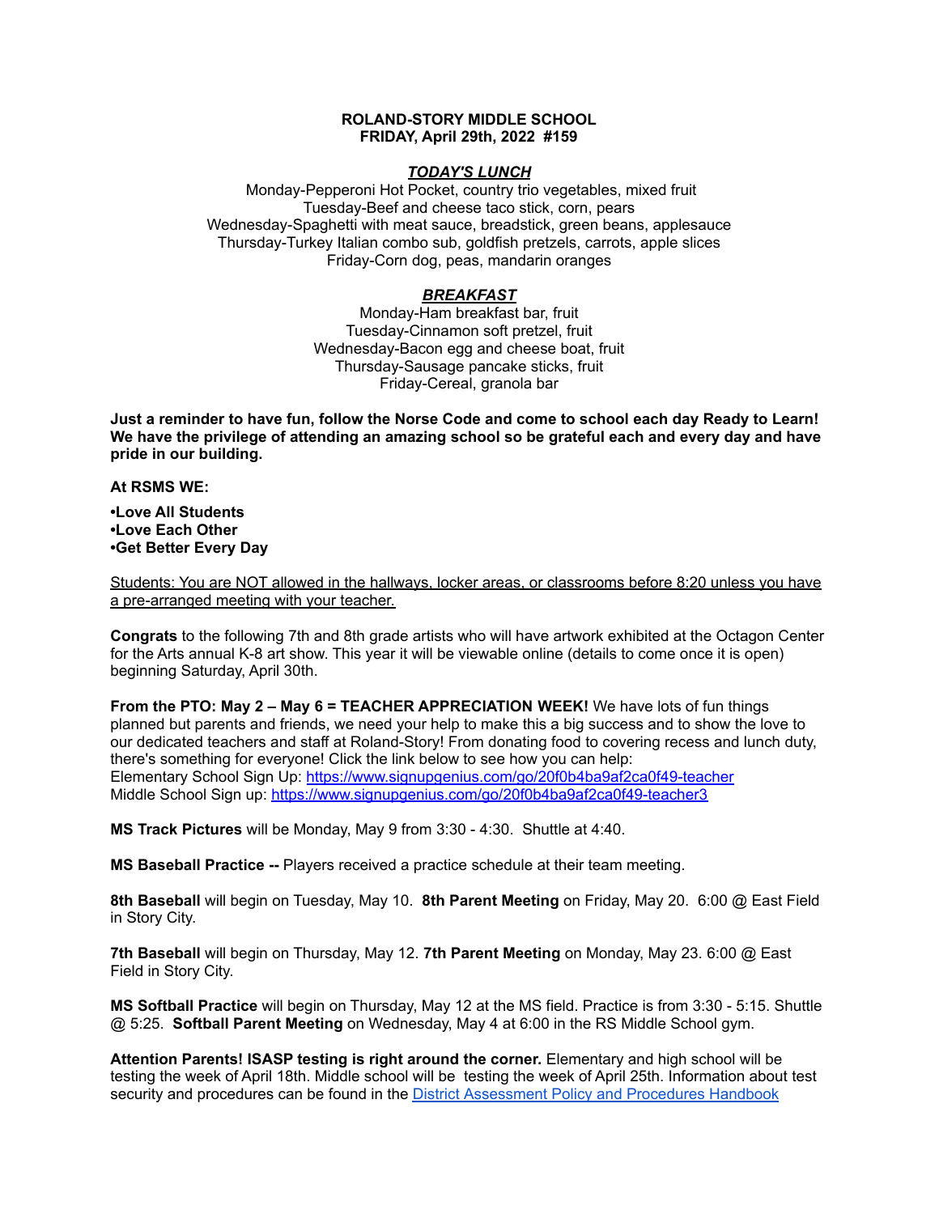**ROLAND-STORY MIDDLE SCHOOL**
**FRIDAY, April 29th, 2022 #159**

***TODAY'S LUNCH***

Monday-Pepperoni Hot Pocket, country trio vegetables, mixed fruit
Tuesday-Beef and cheese taco stick, corn, pears
Wednesday-Spaghetti with meat sauce, breadstick, green beans, applesauce
Thursday-Turkey Italian combo sub, goldfish pretzels, carrots, apple slices
Friday-Corn dog, peas, mandarin oranges

***BREAKFAST***

Monday-Ham breakfast bar, fruit
Tuesday-Cinnamon soft pretzel, fruit
Wednesday-Bacon egg and cheese boat, fruit
Thursday-Sausage pancake sticks, fruit
Friday-Cereal, granola bar

**Just a reminder to have fun, follow the Norse Code and come to school each day Ready to Learn! We have the privilege of attending an amazing school so be grateful each and every day and have pride in our building.**

**At RSMS WE:**

**•Love All Students**
**•Love Each Other**
**•Get Better Every Day**

Students: You are NOT allowed in the hallways, locker areas, or classrooms before 8:20 unless you have a pre-arranged meeting with your teacher.

**Congrats** to the following 7th and 8th grade artists who will have artwork exhibited at the Octagon Center for the Arts annual K-8 art show. This year it will be viewable online (details to come once it is open) beginning Saturday, April 30th.

**From the PTO: May 2 – May 6 = TEACHER APPRECIATION WEEK!** We have lots of fun things planned but parents and friends, we need your help to make this a big success and to show the love to our dedicated teachers and staff at Roland-Story! From donating food to covering recess and lunch duty, there's something for everyone! Click the link below to see how you can help:
Elementary School Sign Up: https://www.signupgenius.com/go/20f0b4ba9af2ca0f49-teacher
Middle School Sign up: https://www.signupgenius.com/go/20f0b4ba9af2ca0f49-teacher3

**MS Track Pictures** will be Monday, May 9 from 3:30 - 4:30. Shuttle at 4:40.

**MS Baseball Practice --** Players received a practice schedule at their team meeting.

**8th Baseball** will begin on Tuesday, May 10. **8th Parent Meeting** on Friday, May 20. 6:00 @ East Field in Story City.

**7th Baseball** will begin on Thursday, May 12. **7th Parent Meeting** on Monday, May 23. 6:00 @ East Field in Story City.

**MS Softball Practice** will begin on Thursday, May 12 at the MS field. Practice is from 3:30 - 5:15. Shuttle @ 5:25. **Softball Parent Meeting** on Wednesday, May 4 at 6:00 in the RS Middle School gym.

**Attention Parents! ISASP testing is right around the corner.** Elementary and high school will be testing the week of April 18th. Middle school will be testing the week of April 25th. Information about test security and procedures can be found in the District Assessment Policy and Procedures Handbook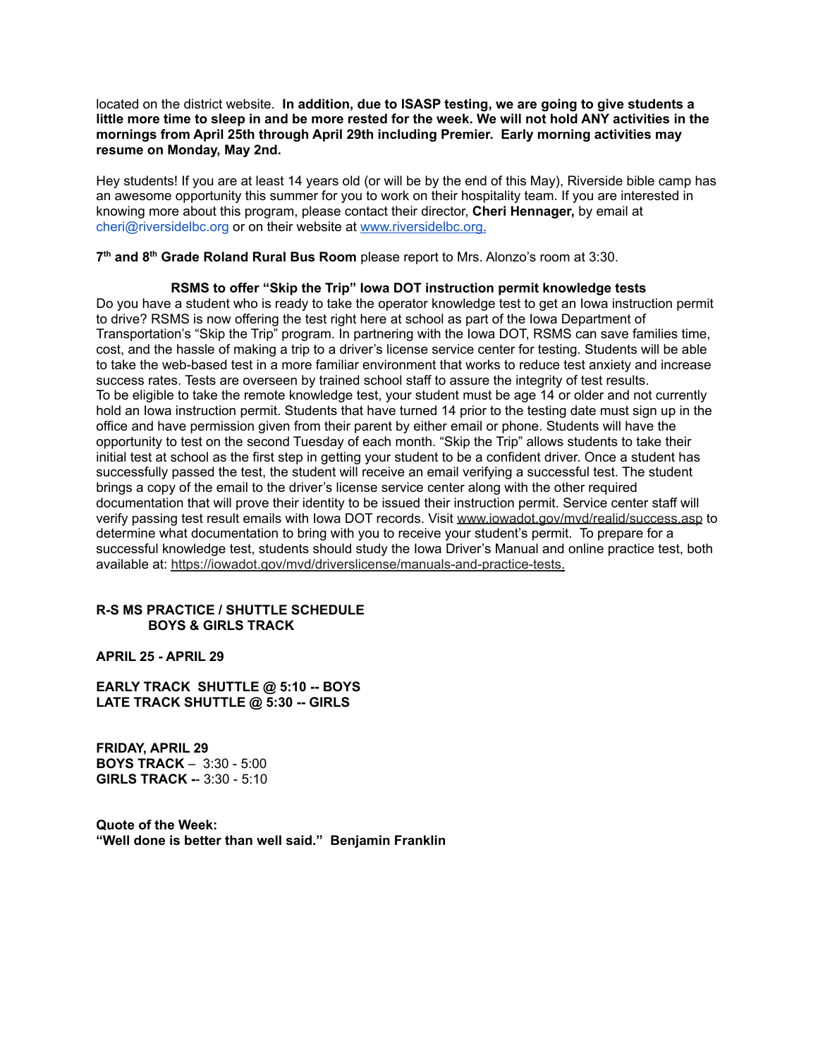located on the district website. **In addition, due to ISASP testing, we are going to give students a little more time to sleep in and be more rested for the week. We will not hold ANY activities in the mornings from April 25th through April 29th including Premier. Early morning activities may resume on Monday, May 2nd.**

Hey students! If you are at least 14 years old (or will be by the end of this May), Riverside bible camp has an awesome opportunity this summer for you to work on their hospitality team. If you are interested in knowing more about this program, please contact their director, **Cheri Hennager,** by email at cheri@riversidelbc.org or on their website at [www.riversidelbc.org.](www.riversidelbc.org)

**7th and 8th Grade Roland Rural Bus Room** please report to Mrs. Alonzo's room at 3:30.

**RSMS to offer "Skip the Trip" Iowa DOT instruction permit knowledge tests**

Do you have a student who is ready to take the operator knowledge test to get an Iowa instruction permit to drive? RSMS is now offering the test right here at school as part of the Iowa Department of Transportation's "Skip the Trip" program. In partnering with the Iowa DOT, RSMS can save families time, cost, and the hassle of making a trip to a driver's license service center for testing. Students will be able to take the web-based test in a more familiar environment that works to reduce test anxiety and increase success rates. Tests are overseen by trained school staff to assure the integrity of test results.
To be eligible to take the remote knowledge test, your student must be age 14 or older and not currently hold an Iowa instruction permit. Students that have turned 14 prior to the testing date must sign up in the office and have permission given from their parent by either email or phone. Students will have the opportunity to test on the second Tuesday of each month. "Skip the Trip" allows students to take their initial test at school as the first step in getting your student to be a confident driver. Once a student has successfully passed the test, the student will receive an email verifying a successful test. The student brings a copy of the email to the driver's license service center along with the other required documentation that will prove their identity to be issued their instruction permit. Service center staff will verify passing test result emails with Iowa DOT records. Visit www.iowadot.gov/mvd/realid/success.asp to determine what documentation to bring with you to receive your student's permit. To prepare for a successful knowledge test, students should study the Iowa Driver's Manual and online practice test, both available at: https://iowadot.gov/mvd/driverslicense/manuals-and-practice-tests.

**R-S MS PRACTICE / SHUTTLE SCHEDULE**
**BOYS & GIRLS TRACK**

**APRIL 25 - APRIL 29**

**EARLY TRACK SHUTTLE @ 5:10 -- BOYS**
**LATE TRACK SHUTTLE @ 5:30 -- GIRLS**

**FRIDAY, APRIL 29**
**BOYS TRACK** – 3:30 - 5:00
**GIRLS TRACK --** 3:30 - 5:10

**Quote of the Week:**
**"Well done is better than well said." Benjamin Franklin**